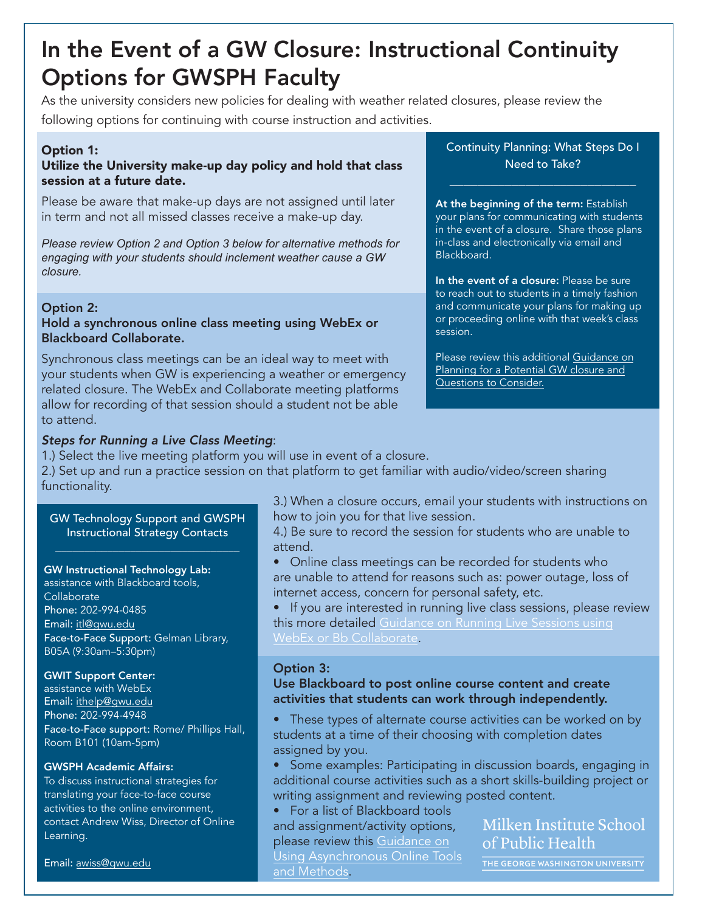# In the Event of a GW Closure: Instructional Continuity Options for GWSPH Faculty

As the university considers new policies for dealing with weather related closures, please review the following options for continuing with course instruction and activities.

## Option 1:

### Utilize the University make-up day policy and hold that class session at a future date.

Please be aware that make-up days are not assigned until later in term and not all missed classes receive a make-up day.

*Please review Option 2 and Option 3 below for alternative methods for engaging with your students should inclement weather cause a GW closure.*

## Option 2:

### Hold a synchronous online class meeting using WebEx or Blackboard Collaborate.

Synchronous class meetings can be an ideal way to meet with your students when GW is experiencing a weather or emergency related closure. The WebEx and Collaborate meeting platforms allow for recording of that session should a student not be able to attend.

***Steps for Running a Live Class Meeting***:

1.) Select the live meeting platform you will use in event of a closure.
2.) Set up and run a practice session on that platform to get familiar with audio/video/screen sharing functionality.
3.) When a closure occurs, email your students with instructions on how to join you for that live session.
4.) Be sure to record the session for students who are unable to attend.

- Online class meetings can be recorded for students who are unable to attend for reasons such as: power outage, loss of internet access, concern for personal safety, etc.
- If you are interested in running live class sessions, please review this more detailed Guidance on Running Live Sessions using WebEx or Bb Collaborate.

## Option 3:

### Use Blackboard to post online course content and create activities that students can work through independently.

- These types of alternate course activities can be worked on by students at a time of their choosing with completion dates assigned by you.
- Some examples: Participating in discussion boards, engaging in additional course activities such as a short skills-building project or writing assignment and reviewing posted content.
- For a list of Blackboard tools and assignment/activity options, please review this Guidance on Using Asynchronous Online Tools and Methods.

## Continuity Planning: What Steps Do I Need to Take?

**At the beginning of the term:** Establish your plans for communicating with students in the event of a closure. Share those plans in-class and electronically via email and Blackboard.

**In the event of a closure:** Please be sure to reach out to students in a timely fashion and communicate your plans for making up or proceeding online with that week's class session.

Please review this additional Guidance on Planning for a Potential GW closure and Questions to Consider.

## GW Technology Support and GWSPH Instructional Strategy Contacts

**GW Instructional Technology Lab:** assistance with Blackboard tools, Collaborate
**Phone:** 202-994-0485
**Email:** itl@gwu.edu
**Face-to-Face Support:** Gelman Library, B05A (9:30am–5:30pm)

**GWIT Support Center:** assistance with WebEx
**Email:** ithelp@gwu.edu
**Phone:** 202-994-4948
**Face-to-Face support:** Rome/ Phillips Hall, Room B101 (10am-5pm)

**GWSPH Academic Affairs:** To discuss instructional strategies for translating your face-to-face course activities to the online environment, contact Andrew Wiss, Director of Online Learning.

**Email:** awiss@gwu.edu

Milken Institute School of Public Health
THE GEORGE WASHINGTON UNIVERSITY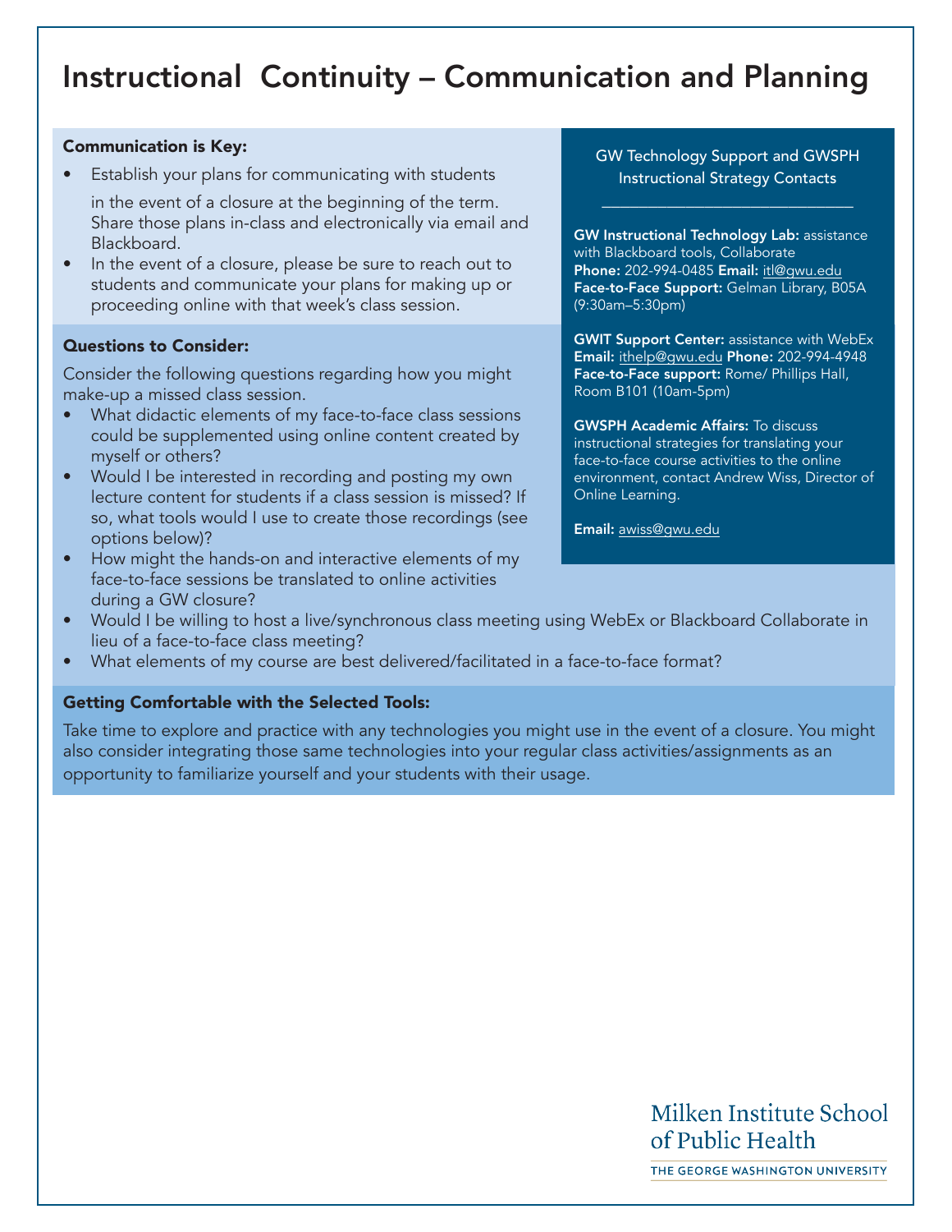# Instructional Continuity – Communication and Planning

**Communication is Key:**

- Establish your plans for communicating with students in the event of a closure at the beginning of the term. Share those plans in-class and electronically via email and Blackboard.
- In the event of a closure, please be sure to reach out to students and communicate your plans for making up or proceeding online with that week's class session.

**Questions to Consider:**

Consider the following questions regarding how you might make-up a missed class session.

- What didactic elements of my face-to-face class sessions could be supplemented using online content created by myself or others?
- Would I be interested in recording and posting my own lecture content for students if a class session is missed? If so, what tools would I use to create those recordings (see options below)?
- How might the hands-on and interactive elements of my face-to-face sessions be translated to online activities during a GW closure?
- Would I be willing to host a live/synchronous class meeting using WebEx or Blackboard Collaborate in lieu of a face-to-face class meeting?
- What elements of my course are best delivered/facilitated in a face-to-face format?

**Getting Comfortable with the Selected Tools:**

Take time to explore and practice with any technologies you might use in the event of a closure. You might also consider integrating those same technologies into your regular class activities/assignments as an opportunity to familiarize yourself and your students with their usage.

GW Technology Support and GWSPH Instructional Strategy Contacts

**GW Instructional Technology Lab:** assistance with Blackboard tools, Collaborate
**Phone:** 202-994-0485 **Email:** itl@gwu.edu
**Face-to-Face Support:** Gelman Library, B05A (9:30am–5:30pm)

**GWIT Support Center:** assistance with WebEx
**Email:** ithelp@gwu.edu **Phone:** 202-994-4948
**Face-to-Face support:** Rome/ Phillips Hall, Room B101 (10am-5pm)

**GWSPH Academic Affairs:** To discuss instructional strategies for translating your face-to-face course activities to the online environment, contact Andrew Wiss, Director of Online Learning.

**Email:** awiss@gwu.edu

Milken Institute School of Public Health
THE GEORGE WASHINGTON UNIVERSITY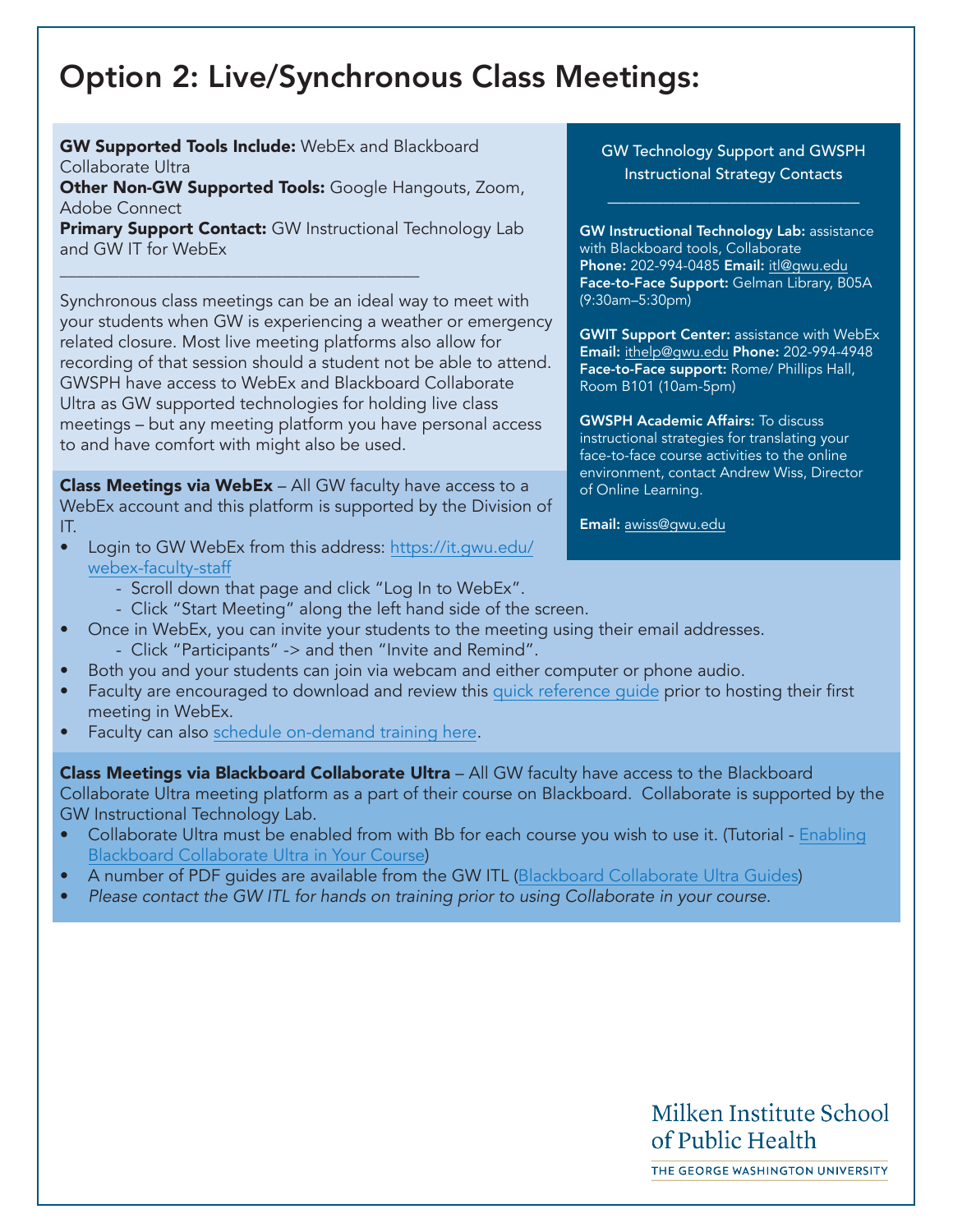# Option 2: Live/Synchronous Class Meetings:

**GW Supported Tools Include:** WebEx and Blackboard Collaborate Ultra
**Other Non-GW Supported Tools:** Google Hangouts, Zoom, Adobe Connect
**Primary Support Contact:** GW Instructional Technology Lab and GW IT for WebEx

---

Synchronous class meetings can be an ideal way to meet with your students when GW is experiencing a weather or emergency related closure. Most live meeting platforms also allow for recording of that session should a student not be able to attend. GWSPH have access to WebEx and Blackboard Collaborate Ultra as GW supported technologies for holding live class meetings – but any meeting platform you have personal access to and have comfort with might also be used.

**Class Meetings via WebEx** – All GW faculty have access to a WebEx account and this platform is supported by the Division of IT.

- Login to GW WebEx from this address: https://it.gwu.edu/webex-faculty-staff
    - Scroll down that page and click "Log In to WebEx".
    - Click "Start Meeting" along the left hand side of the screen.
- Once in WebEx, you can invite your students to the meeting using their email addresses.
    - Click "Participants" -> and then "Invite and Remind".
- Both you and your students can join via webcam and either computer or phone audio.
- Faculty are encouraged to download and review this quick reference guide prior to hosting their first meeting in WebEx.
- Faculty can also schedule on-demand training here.

**Class Meetings via Blackboard Collaborate Ultra** – All GW faculty have access to the Blackboard Collaborate Ultra meeting platform as a part of their course on Blackboard. Collaborate is supported by the GW Instructional Technology Lab.

- Collaborate Ultra must be enabled from with Bb for each course you wish to use it. (Tutorial - Enabling Blackboard Collaborate Ultra in Your Course)
- A number of PDF guides are available from the GW ITL (Blackboard Collaborate Ultra Guides)
- *Please contact the GW ITL for hands on training prior to using Collaborate in your course.*

GW Technology Support and GWSPH Instructional Strategy Contacts

---

**GW Instructional Technology Lab:** assistance with Blackboard tools, Collaborate
**Phone:** 202-994-0485 **Email:** itl@gwu.edu
**Face-to-Face Support:** Gelman Library, B05A (9:30am–5:30pm)

**GWIT Support Center:** assistance with WebEx
**Email:** ithelp@gwu.edu **Phone:** 202-994-4948
**Face-to-Face support:** Rome/ Phillips Hall, Room B101 (10am-5pm)

**GWSPH Academic Affairs:** To discuss instructional strategies for translating your face-to-face course activities to the online environment, contact Andrew Wiss, Director of Online Learning.

**Email:** awiss@gwu.edu

Milken Institute School of Public Health
THE GEORGE WASHINGTON UNIVERSITY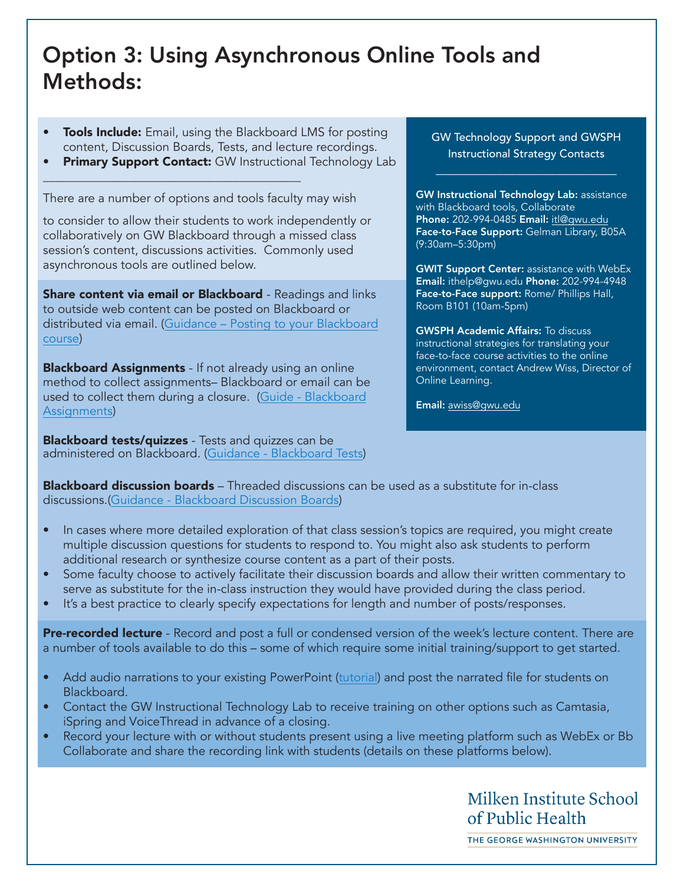# Option 3: Using Asynchronous Online Tools and Methods:

- **Tools Include:** Email, using the Blackboard LMS for posting content, Discussion Boards, Tests, and lecture recordings.
- **Primary Support Contact:** GW Instructional Technology Lab

There are a number of options and tools faculty may wish to consider to allow their students to work independently or collaboratively on GW Blackboard through a missed class session's content, discussions activities. Commonly used asynchronous tools are outlined below.

**Share content via email or Blackboard** - Readings and links to outside web content can be posted on Blackboard or distributed via email. (Guidance – Posting to your Blackboard course)

**Blackboard Assignments** - If not already using an online method to collect assignments– Blackboard or email can be used to collect them during a closure. (Guide - Blackboard Assignments)

**Blackboard tests/quizzes** - Tests and quizzes can be administered on Blackboard. (Guidance - Blackboard Tests)

**Blackboard discussion boards** – Threaded discussions can be used as a substitute for in-class discussions.(Guidance - Blackboard Discussion Boards)

- In cases where more detailed exploration of that class session's topics are required, you might create multiple discussion questions for students to respond to. You might also ask students to perform additional research or synthesize course content as a part of their posts.
- Some faculty choose to actively facilitate their discussion boards and allow their written commentary to serve as substitute for the in-class instruction they would have provided during the class period.
- It's a best practice to clearly specify expectations for length and number of posts/responses.

**Pre-recorded lecture** - Record and post a full or condensed version of the week's lecture content. There are a number of tools available to do this – some of which require some initial training/support to get started.

- Add audio narrations to your existing PowerPoint (tutorial) and post the narrated file for students on Blackboard.
- Contact the GW Instructional Technology Lab to receive training on other options such as Camtasia, iSpring and VoiceThread in advance of a closing.
- Record your lecture with or without students present using a live meeting platform such as WebEx or Bb Collaborate and share the recording link with students (details on these platforms below).

## GW Technology Support and GWSPH Instructional Strategy Contacts

**GW Instructional Technology Lab:** assistance with Blackboard tools, Collaborate
**Phone:** 202-994-0485 **Email:** itl@gwu.edu
**Face-to-Face Support:** Gelman Library, B05A (9:30am–5:30pm)

**GWIT Support Center:** assistance with WebEx
**Email:** ithelp@gwu.edu **Phone:** 202-994-4948
**Face-to-Face support:** Rome/ Phillips Hall, Room B101 (10am-5pm)

**GWSPH Academic Affairs:** To discuss instructional strategies for translating your face-to-face course activities to the online environment, contact Andrew Wiss, Director of Online Learning.

**Email:** awiss@gwu.edu

Milken Institute School of Public Health
THE GEORGE WASHINGTON UNIVERSITY